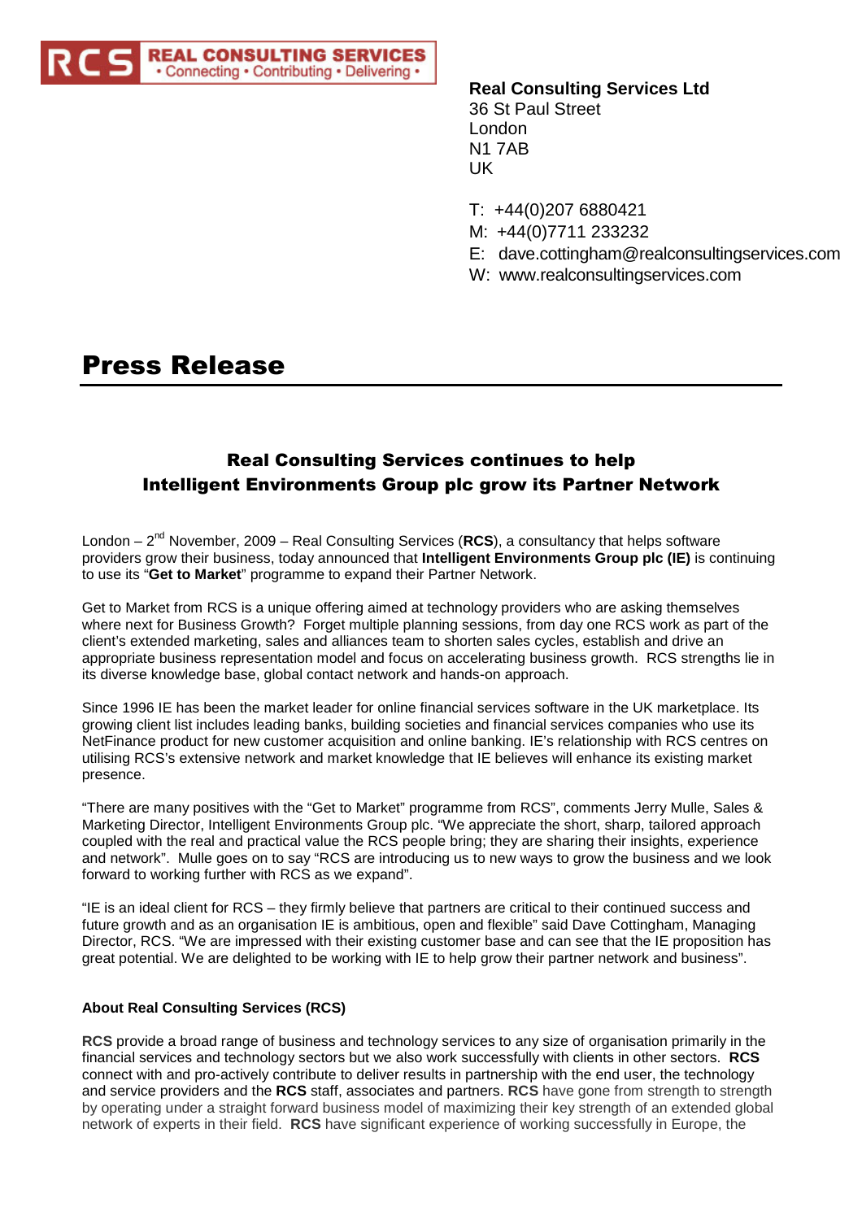RCS REAL CONSULTING SERVICES
• Connecting • Contributing • Delivering •

**Real Consulting Services Ltd**
36 St Paul Street
London
N1 7AB
UK

T: +44(0)207 6880421
M: +44(0)7711 233232
E: dave.cottingham@realconsultingservices.com
W: www.realconsultingservices.com

# Press Release

## Real Consulting Services continues to help Intelligent Environments Group plc grow its Partner Network

London – 2nd November, 2009 – Real Consulting Services (**RCS**), a consultancy that helps software providers grow their business, today announced that **Intelligent Environments Group plc (IE)** is continuing to use its "**Get to Market**" programme to expand their Partner Network.

Get to Market from RCS is a unique offering aimed at technology providers who are asking themselves where next for Business Growth? Forget multiple planning sessions, from day one RCS work as part of the client's extended marketing, sales and alliances team to shorten sales cycles, establish and drive an appropriate business representation model and focus on accelerating business growth. RCS strengths lie in its diverse knowledge base, global contact network and hands-on approach.

Since 1996 IE has been the market leader for online financial services software in the UK marketplace. Its growing client list includes leading banks, building societies and financial services companies who use its NetFinance product for new customer acquisition and online banking. IE's relationship with RCS centres on utilising RCS's extensive network and market knowledge that IE believes will enhance its existing market presence.

"There are many positives with the "Get to Market" programme from RCS", comments Jerry Mulle, Sales & Marketing Director, Intelligent Environments Group plc. "We appreciate the short, sharp, tailored approach coupled with the real and practical value the RCS people bring; they are sharing their insights, experience and network". Mulle goes on to say "RCS are introducing us to new ways to grow the business and we look forward to working further with RCS as we expand".

"IE is an ideal client for RCS – they firmly believe that partners are critical to their continued success and future growth and as an organisation IE is ambitious, open and flexible" said Dave Cottingham, Managing Director, RCS. "We are impressed with their existing customer base and can see that the IE proposition has great potential. We are delighted to be working with IE to help grow their partner network and business".

**About Real Consulting Services (RCS)**

**RCS** provide a broad range of business and technology services to any size of organisation primarily in the financial services and technology sectors but we also work successfully with clients in other sectors. **RCS** connect with and pro-actively contribute to deliver results in partnership with the end user, the technology and service providers and the **RCS** staff, associates and partners. **RCS** have gone from strength to strength by operating under a straight forward business model of maximizing their key strength of an extended global network of experts in their field. **RCS** have significant experience of working successfully in Europe, the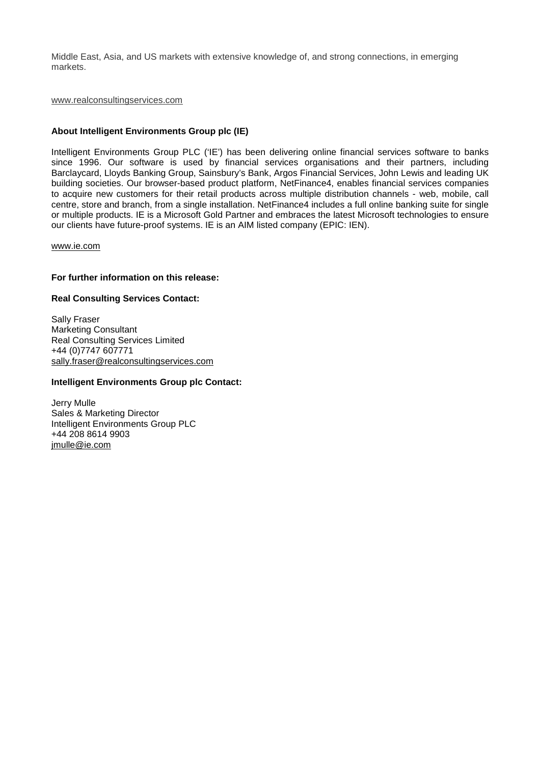Middle East, Asia, and US markets with extensive knowledge of, and strong connections, in emerging markets.

www.realconsultingservices.com

**About Intelligent Environments Group plc (IE)**

Intelligent Environments Group PLC ('IE') has been delivering online financial services software to banks since 1996. Our software is used by financial services organisations and their partners, including Barclaycard, Lloyds Banking Group, Sainsbury's Bank, Argos Financial Services, John Lewis and leading UK building societies. Our browser-based product platform, NetFinance4, enables financial services companies to acquire new customers for their retail products across multiple distribution channels - web, mobile, call centre, store and branch, from a single installation. NetFinance4 includes a full online banking suite for single or multiple products. IE is a Microsoft Gold Partner and embraces the latest Microsoft technologies to ensure our clients have future-proof systems. IE is an AIM listed company (EPIC: IEN).

www.ie.com

**For further information on this release:**

**Real Consulting Services Contact:**

Sally Fraser
Marketing Consultant
Real Consulting Services Limited
+44 (0)7747 607771
sally.fraser@realconsultingservices.com

**Intelligent Environments Group plc Contact:**

Jerry Mulle
Sales & Marketing Director
Intelligent Environments Group PLC
+44 208 8614 9903
jmulle@ie.com